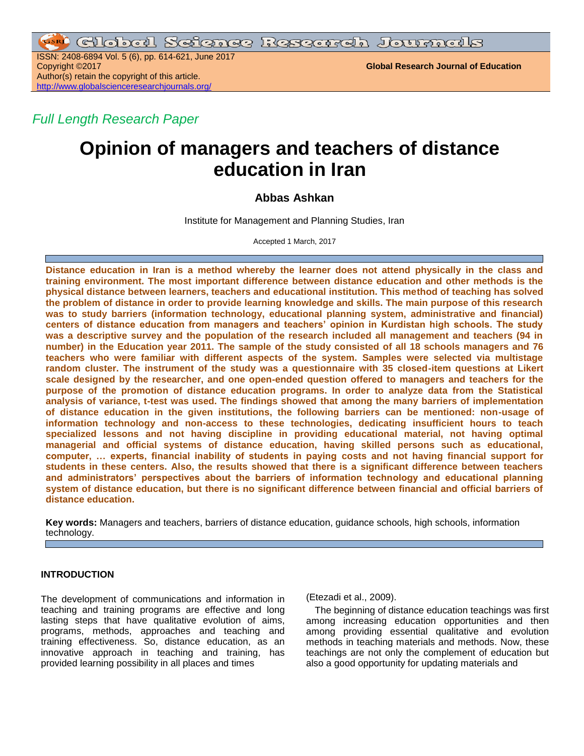*Full Length Research Paper*

# Opinion of managers and teachers of distance education in Iran

**Abbas Ashkan**

Institute for Management and Planning Studies, Iran

Accepted 1 March, 2017

**Distance education in Iran is a method whereby the learner does not attend physically in the class and training environment. The most important difference between distance education and other methods is the physical distance between learners, teachers and educational institution. This method of teaching has solved the problem of distance in order to provide learning knowledge and skills. The main purpose of this research was to study barriers (information technology, educational planning system, administrative and financial) centers of distance education from managers and teachers' opinion in Kurdistan high schools. The study was a descriptive survey and the population of the research included all management and teachers (94 in number) in the Education year 2011. The sample of the study consisted of all 18 schools managers and 76 teachers who were familiar with different aspects of the system. Samples were selected via multistage random cluster. The instrument of the study was a questionnaire with 35 closed-item questions at Likert scale designed by the researcher, and one open-ended question offered to managers and teachers for the purpose of the promotion of distance education programs. In order to analyze data from the Statistical analysis of variance, t-test was used. The findings showed that among the many barriers of implementation of distance education in the given institutions, the following barriers can be mentioned: non-usage of information technology and non-access to these technologies, dedicating insufficient hours to teach specialized lessons and not having discipline in providing educational material, not having optimal managerial and official systems of distance education, having skilled persons such as educational, computer, … experts, financial inability of students in paying costs and not having financial support for students in these centers. Also, the results showed that there is a significant difference between teachers and administrators' perspectives about the barriers of information technology and educational planning system of distance education, but there is no significant difference between financial and official barriers of distance education.**

**Key words:** Managers and teachers, barriers of distance education, guidance schools, high schools, information technology.

## INTRODUCTION

The development of communications and information in teaching and training programs are effective and long lasting steps that have qualitative evolution of aims, programs, methods, approaches and teaching and training effectiveness. So, distance education, as an innovative approach in teaching and training, has provided learning possibility in all places and times (Etezadi et al., 2009).

The beginning of distance education teachings was first among increasing education opportunities and then among providing essential qualitative and evolution methods in teaching materials and methods. Now, these teachings are not only the complement of education but also a good opportunity for updating materials and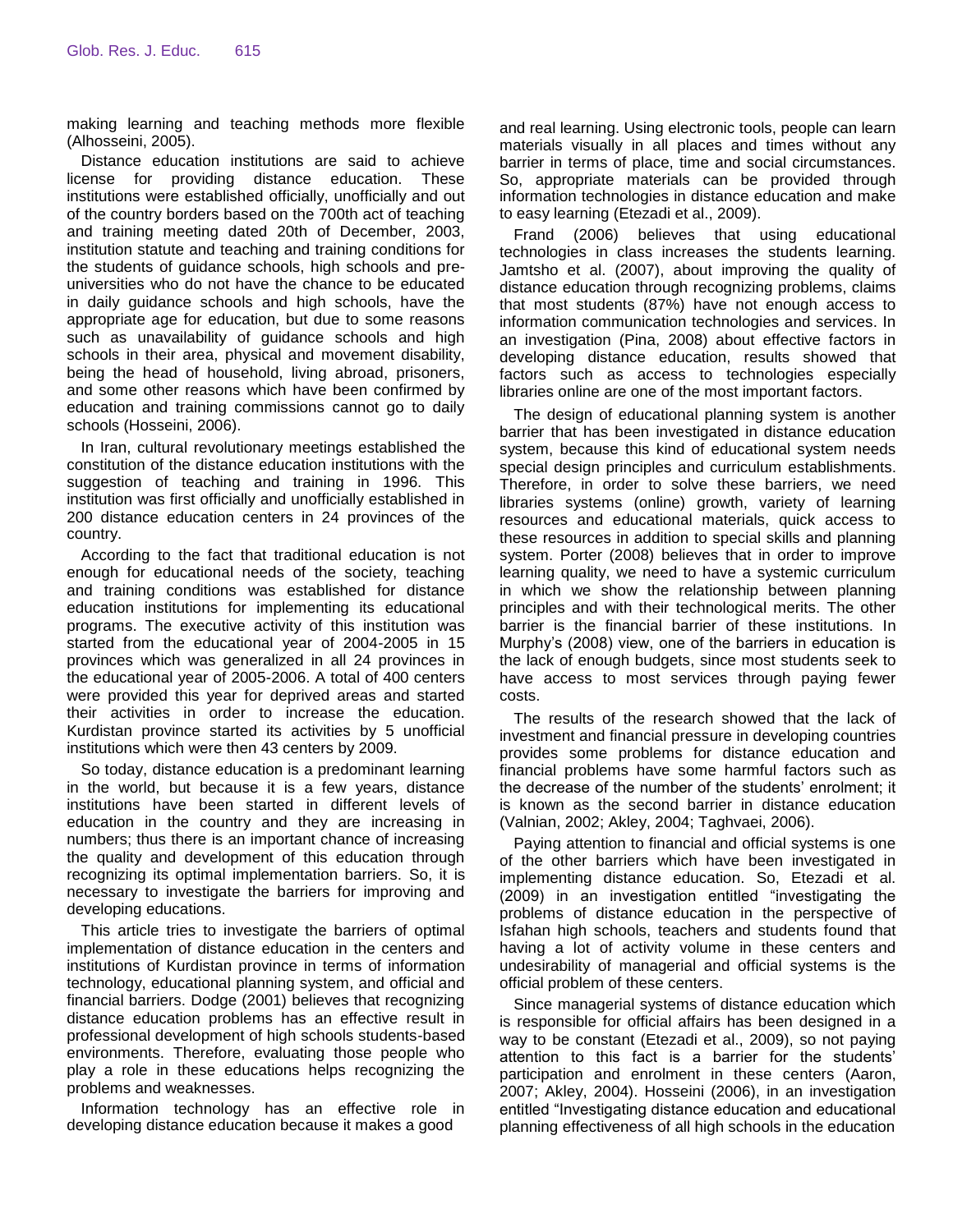making learning and teaching methods more flexible (Alhosseini, 2005).

Distance education institutions are said to achieve license for providing distance education. These institutions were established officially, unofficially and out of the country borders based on the 700th act of teaching and training meeting dated 20th of December, 2003, institution statute and teaching and training conditions for the students of guidance schools, high schools and pre-universities who do not have the chance to be educated in daily guidance schools and high schools, have the appropriate age for education, but due to some reasons such as unavailability of guidance schools and high schools in their area, physical and movement disability, being the head of household, living abroad, prisoners, and some other reasons which have been confirmed by education and training commissions cannot go to daily schools (Hosseini, 2006).

In Iran, cultural revolutionary meetings established the constitution of the distance education institutions with the suggestion of teaching and training in 1996. This institution was first officially and unofficially established in 200 distance education centers in 24 provinces of the country.

According to the fact that traditional education is not enough for educational needs of the society, teaching and training conditions was established for distance education institutions for implementing its educational programs. The executive activity of this institution was started from the educational year of 2004-2005 in 15 provinces which was generalized in all 24 provinces in the educational year of 2005-2006. A total of 400 centers were provided this year for deprived areas and started their activities in order to increase the education. Kurdistan province started its activities by 5 unofficial institutions which were then 43 centers by 2009.

So today, distance education is a predominant learning in the world, but because it is a few years, distance institutions have been started in different levels of education in the country and they are increasing in numbers; thus there is an important chance of increasing the quality and development of this education through recognizing its optimal implementation barriers. So, it is necessary to investigate the barriers for improving and developing educations.

This article tries to investigate the barriers of optimal implementation of distance education in the centers and institutions of Kurdistan province in terms of information technology, educational planning system, and official and financial barriers. Dodge (2001) believes that recognizing distance education problems has an effective result in professional development of high schools students-based environments. Therefore, evaluating those people who play a role in these educations helps recognizing the problems and weaknesses.

Information technology has an effective role in developing distance education because it makes a good and real learning. Using electronic tools, people can learn materials visually in all places and times without any barrier in terms of place, time and social circumstances. So, appropriate materials can be provided through information technologies in distance education and make to easy learning (Etezadi et al., 2009).

Frand (2006) believes that using educational technologies in class increases the students learning. Jamtsho et al. (2007), about improving the quality of distance education through recognizing problems, claims that most students (87%) have not enough access to information communication technologies and services. In an investigation (Pina, 2008) about effective factors in developing distance education, results showed that factors such as access to technologies especially libraries online are one of the most important factors.

The design of educational planning system is another barrier that has been investigated in distance education system, because this kind of educational system needs special design principles and curriculum establishments. Therefore, in order to solve these barriers, we need libraries systems (online) growth, variety of learning resources and educational materials, quick access to these resources in addition to special skills and planning system. Porter (2008) believes that in order to improve learning quality, we need to have a systemic curriculum in which we show the relationship between planning principles and with their technological merits. The other barrier is the financial barrier of these institutions. In Murphy's (2008) view, one of the barriers in education is the lack of enough budgets, since most students seek to have access to most services through paying fewer costs.

The results of the research showed that the lack of investment and financial pressure in developing countries provides some problems for distance education and financial problems have some harmful factors such as the decrease of the number of the students' enrolment; it is known as the second barrier in distance education (Valnian, 2002; Akley, 2004; Taghvaei, 2006).

Paying attention to financial and official systems is one of the other barriers which have been investigated in implementing distance education. So, Etezadi et al. (2009) in an investigation entitled "investigating the problems of distance education in the perspective of Isfahan high schools, teachers and students found that having a lot of activity volume in these centers and undesirability of managerial and official systems is the official problem of these centers.

Since managerial systems of distance education which is responsible for official affairs has been designed in a way to be constant (Etezadi et al., 2009), so not paying attention to this fact is a barrier for the students' participation and enrolment in these centers (Aaron, 2007; Akley, 2004). Hosseini (2006), in an investigation entitled "Investigating distance education and educational planning effectiveness of all high schools in the education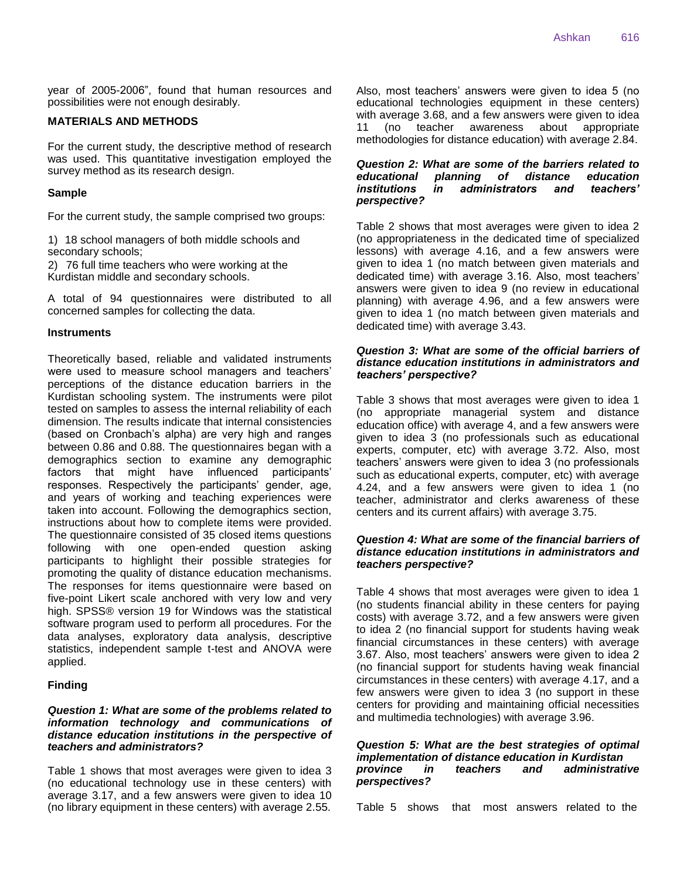year of 2005-2006", found that human resources and possibilities were not enough desirably.

## MATERIALS AND METHODS

For the current study, the descriptive method of research was used. This quantitative investigation employed the survey method as its research design.

### Sample

For the current study, the sample comprised two groups:

1) 18 school managers of both middle schools and secondary schools;
2) 76 full time teachers who were working at the Kurdistan middle and secondary schools.

A total of 94 questionnaires were distributed to all concerned samples for collecting the data.

### Instruments

Theoretically based, reliable and validated instruments were used to measure school managers and teachers' perceptions of the distance education barriers in the Kurdistan schooling system. The instruments were pilot tested on samples to assess the internal reliability of each dimension. The results indicate that internal consistencies (based on Cronbach's alpha) are very high and ranges between 0.86 and 0.88. The questionnaires began with a demographics section to examine any demographic factors that might have influenced participants' responses. Respectively the participants' gender, age, and years of working and teaching experiences were taken into account. Following the demographics section, instructions about how to complete items were provided. The questionnaire consisted of 35 closed items questions following with one open-ended question asking participants to highlight their possible strategies for promoting the quality of distance education mechanisms. The responses for items questionnaire were based on five-point Likert scale anchored with very low and very high. SPSS® version 19 for Windows was the statistical software program used to perform all procedures. For the data analyses, exploratory data analysis, descriptive statistics, independent sample t-test and ANOVA were applied.

### Finding

***Question 1: What are some of the problems related to information technology and communications of distance education institutions in the perspective of teachers and administrators?***

Table 1 shows that most averages were given to idea 3 (no educational technology use in these centers) with average 3.17, and a few answers were given to idea 10 (no library equipment in these centers) with average 2.55. Also, most teachers' answers were given to idea 5 (no educational technologies equipment in these centers) with average 3.68, and a few answers were given to idea 11 (no teacher awareness about appropriate methodologies for distance education) with average 2.84.

***Question 2: What are some of the barriers related to educational planning of distance education institutions in administrators and teachers' perspective?***

Table 2 shows that most averages were given to idea 2 (no appropriateness in the dedicated time of specialized lessons) with average 4.16, and a few answers were given to idea 1 (no match between given materials and dedicated time) with average 3.16. Also, most teachers' answers were given to idea 9 (no review in educational planning) with average 4.96, and a few answers were given to idea 1 (no match between given materials and dedicated time) with average 3.43.

***Question 3: What are some of the official barriers of distance education institutions in administrators and teachers' perspective?***

Table 3 shows that most averages were given to idea 1 (no appropriate managerial system and distance education office) with average 4, and a few answers were given to idea 3 (no professionals such as educational experts, computer, etc) with average 3.72. Also, most teachers' answers were given to idea 3 (no professionals such as educational experts, computer, etc) with average 4.24, and a few answers were given to idea 1 (no teacher, administrator and clerks awareness of these centers and its current affairs) with average 3.75.

***Question 4: What are some of the financial barriers of distance education institutions in administrators and teachers perspective?***

Table 4 shows that most averages were given to idea 1 (no students financial ability in these centers for paying costs) with average 3.72, and a few answers were given to idea 2 (no financial support for students having weak financial circumstances in these centers) with average 3.67. Also, most teachers' answers were given to idea 2 (no financial support for students having weak financial circumstances in these centers) with average 4.17, and a few answers were given to idea 3 (no support in these centers for providing and maintaining official necessities and multimedia technologies) with average 3.96.

***Question 5: What are the best strategies of optimal implementation of distance education in Kurdistan province in teachers and administrative perspectives?***

Table 5 shows that most answers related to the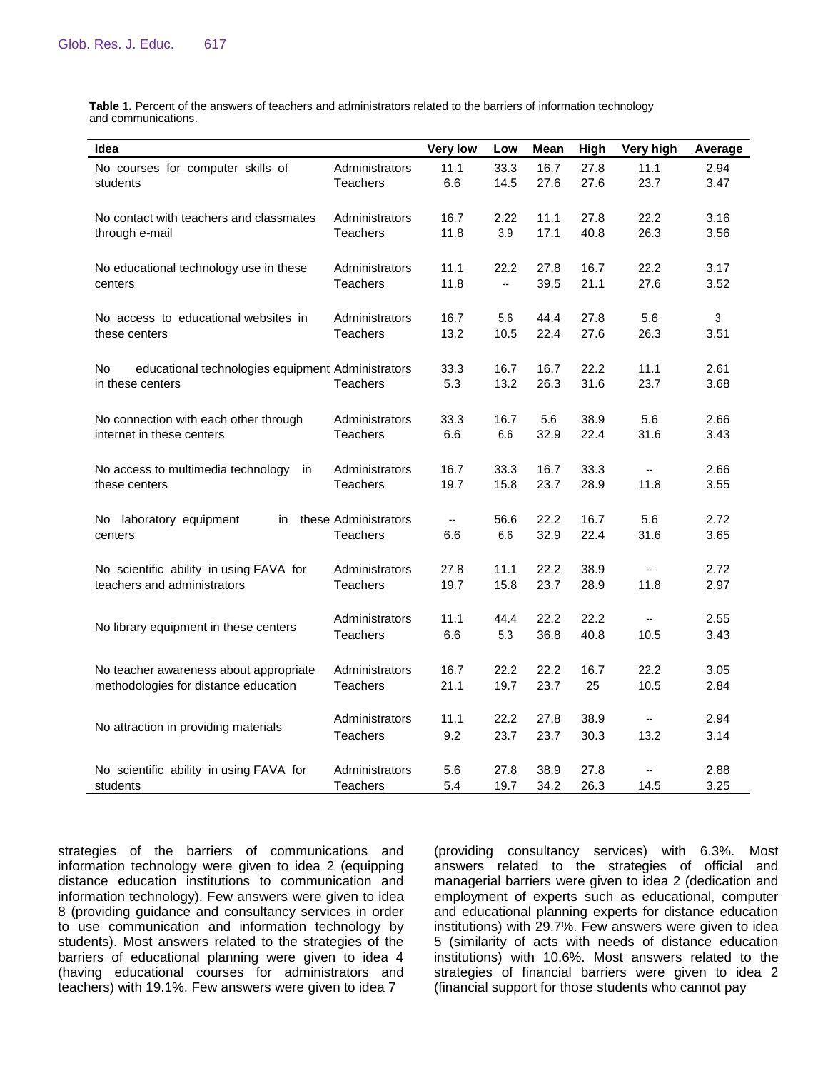**Table 1.** Percent of the answers of teachers and administrators related to the barriers of information technology and communications.

| Idea | | Very low | Low | Mean | High | Very high | Average |
|---|---|---|---|---|---|---|---|
| No courses for computer skills of students | Administrators | 11.1 | 33.3 | 16.7 | 27.8 | 11.1 | 2.94 |
| | Teachers | 6.6 | 14.5 | 27.6 | 27.6 | 23.7 | 3.47 |
| No contact with teachers and classmates through e-mail | Administrators | 16.7 | 2.22 | 11.1 | 27.8 | 22.2 | 3.16 |
| | Teachers | 11.8 | 3.9 | 17.1 | 40.8 | 26.3 | 3.56 |
| No educational technology use in these centers | Administrators | 11.1 | 22.2 | 27.8 | 16.7 | 22.2 | 3.17 |
| | Teachers | 11.8 | -- | 39.5 | 21.1 | 27.6 | 3.52 |
| No access to educational websites in these centers | Administrators | 16.7 | 5.6 | 44.4 | 27.8 | 5.6 | 3 |
| | Teachers | 13.2 | 10.5 | 22.4 | 27.6 | 26.3 | 3.51 |
| No educational technologies equipment in these centers | Administrators | 33.3 | 16.7 | 16.7 | 22.2 | 11.1 | 2.61 |
| | Teachers | 5.3 | 13.2 | 26.3 | 31.6 | 23.7 | 3.68 |
| No connection with each other through internet in these centers | Administrators | 33.3 | 16.7 | 5.6 | 38.9 | 5.6 | 2.66 |
| | Teachers | 6.6 | 6.6 | 32.9 | 22.4 | 31.6 | 3.43 |
| No access to multimedia technology in these centers | Administrators | 16.7 | 33.3 | 16.7 | 33.3 | -- | 2.66 |
| | Teachers | 19.7 | 15.8 | 23.7 | 28.9 | 11.8 | 3.55 |
| No laboratory equipment in these centers | Administrators | -- | 56.6 | 22.2 | 16.7 | 5.6 | 2.72 |
| | Teachers | 6.6 | 6.6 | 32.9 | 22.4 | 31.6 | 3.65 |
| No scientific ability in using FAVA for teachers and administrators | Administrators | 27.8 | 11.1 | 22.2 | 38.9 | -- | 2.72 |
| | Teachers | 19.7 | 15.8 | 23.7 | 28.9 | 11.8 | 2.97 |
| No library equipment in these centers | Administrators | 11.1 | 44.4 | 22.2 | 22.2 | -- | 2.55 |
| | Teachers | 6.6 | 5.3 | 36.8 | 40.8 | 10.5 | 3.43 |
| No teacher awareness about appropriate methodologies for distance education | Administrators | 16.7 | 22.2 | 22.2 | 16.7 | 22.2 | 3.05 |
| | Teachers | 21.1 | 19.7 | 23.7 | 25 | 10.5 | 2.84 |
| No attraction in providing materials | Administrators | 11.1 | 22.2 | 27.8 | 38.9 | -- | 2.94 |
| | Teachers | 9.2 | 23.7 | 23.7 | 30.3 | 13.2 | 3.14 |
| No scientific ability in using FAVA for students | Administrators | 5.6 | 27.8 | 38.9 | 27.8 | -- | 2.88 |
| | Teachers | 5.4 | 19.7 | 34.2 | 26.3 | 14.5 | 3.25 |

strategies of the barriers of communications and information technology were given to idea 2 (equipping distance education institutions to communication and information technology). Few answers were given to idea 8 (providing guidance and consultancy services in order to use communication and information technology by students). Most answers related to the strategies of the barriers of educational planning were given to idea 4 (having educational courses for administrators and teachers) with 19.1%. Few answers were given to idea 7 (providing consultancy services) with 6.3%. Most answers related to the strategies of official and managerial barriers were given to idea 2 (dedication and employment of experts such as educational, computer and educational planning experts for distance education institutions) with 29.7%. Few answers were given to idea 5 (similarity of acts with needs of distance education institutions) with 10.6%. Most answers related to the strategies of financial barriers were given to idea 2 (financial support for those students who cannot pay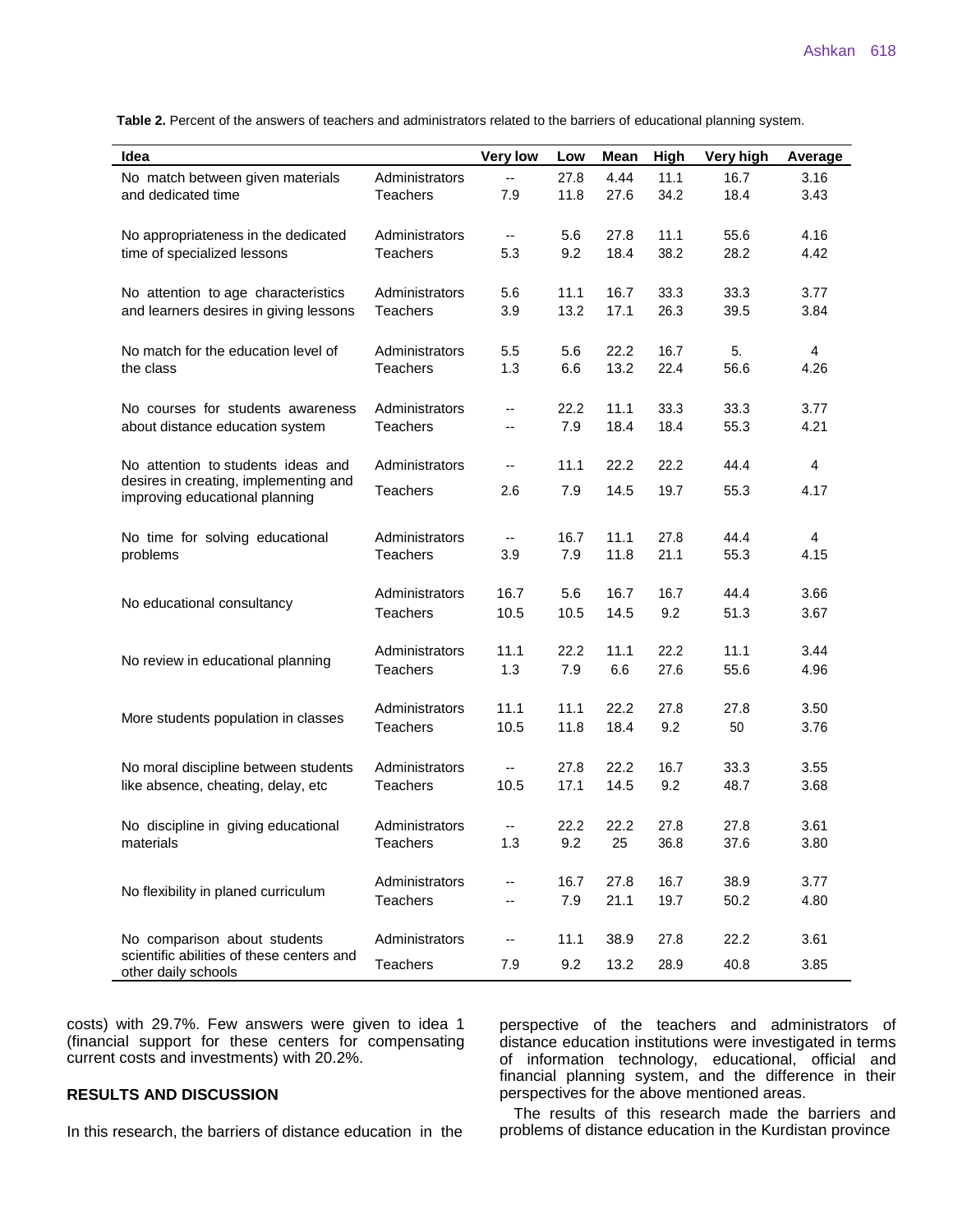**Table 2.** Percent of the answers of teachers and administrators related to the barriers of educational planning system.

| Idea | | Very low | Low | Mean | High | Very high | Average |
|---|---|---|---|---|---|---|---|
| No match between given materials and dedicated time | Administrators | -- | 27.8 | 4.44 | 11.1 | 16.7 | 3.16 |
| | Teachers | 7.9 | 11.8 | 27.6 | 34.2 | 18.4 | 3.43 |
| No appropriateness in the dedicated time of specialized lessons | Administrators | -- | 5.6 | 27.8 | 11.1 | 55.6 | 4.16 |
| | Teachers | 5.3 | 9.2 | 18.4 | 38.2 | 28.2 | 4.42 |
| No attention to age characteristics and learners desires in giving lessons | Administrators | 5.6 | 11.1 | 16.7 | 33.3 | 33.3 | 3.77 |
| | Teachers | 3.9 | 13.2 | 17.1 | 26.3 | 39.5 | 3.84 |
| No match for the education level of the class | Administrators | 5.5 | 5.6 | 22.2 | 16.7 | 5. | 4 |
| | Teachers | 1.3 | 6.6 | 13.2 | 22.4 | 56.6 | 4.26 |
| No courses for students awareness about distance education system | Administrators | -- | 22.2 | 11.1 | 33.3 | 33.3 | 3.77 |
| | Teachers | -- | 7.9 | 18.4 | 18.4 | 55.3 | 4.21 |
| No attention to students ideas and desires in creating, implementing and improving educational planning | Administrators | -- | 11.1 | 22.2 | 22.2 | 44.4 | 4 |
| | Teachers | 2.6 | 7.9 | 14.5 | 19.7 | 55.3 | 4.17 |
| No time for solving educational problems | Administrators | -- | 16.7 | 11.1 | 27.8 | 44.4 | 4 |
| | Teachers | 3.9 | 7.9 | 11.8 | 21.1 | 55.3 | 4.15 |
| No educational consultancy | Administrators | 16.7 | 5.6 | 16.7 | 16.7 | 44.4 | 3.66 |
| | Teachers | 10.5 | 10.5 | 14.5 | 9.2 | 51.3 | 3.67 |
| No review in educational planning | Administrators | 11.1 | 22.2 | 11.1 | 22.2 | 11.1 | 3.44 |
| | Teachers | 1.3 | 7.9 | 6.6 | 27.6 | 55.6 | 4.96 |
| More students population in classes | Administrators | 11.1 | 11.1 | 22.2 | 27.8 | 27.8 | 3.50 |
| | Teachers | 10.5 | 11.8 | 18.4 | 9.2 | 50 | 3.76 |
| No moral discipline between students like absence, cheating, delay, etc | Administrators | -- | 27.8 | 22.2 | 16.7 | 33.3 | 3.55 |
| | Teachers | 10.5 | 17.1 | 14.5 | 9.2 | 48.7 | 3.68 |
| No discipline in giving educational materials | Administrators | -- | 22.2 | 22.2 | 27.8 | 27.8 | 3.61 |
| | Teachers | 1.3 | 9.2 | 25 | 36.8 | 37.6 | 3.80 |
| No flexibility in planed curriculum | Administrators | -- | 16.7 | 27.8 | 16.7 | 38.9 | 3.77 |
| | Teachers | -- | 7.9 | 21.1 | 19.7 | 50.2 | 4.80 |
| No comparison about students scientific abilities of these centers and other daily schools | Administrators | -- | 11.1 | 38.9 | 27.8 | 22.2 | 3.61 |
| | Teachers | 7.9 | 9.2 | 13.2 | 28.9 | 40.8 | 3.85 |

costs) with 29.7%. Few answers were given to idea 1 (financial support for these centers for compensating current costs and investments) with 20.2%.

## RESULTS AND DISCUSSION

In this research, the barriers of distance education in the perspective of the teachers and administrators of distance education institutions were investigated in terms of information technology, educational, official and financial planning system, and the difference in their perspectives for the above mentioned areas.

The results of this research made the barriers and problems of distance education in the Kurdistan province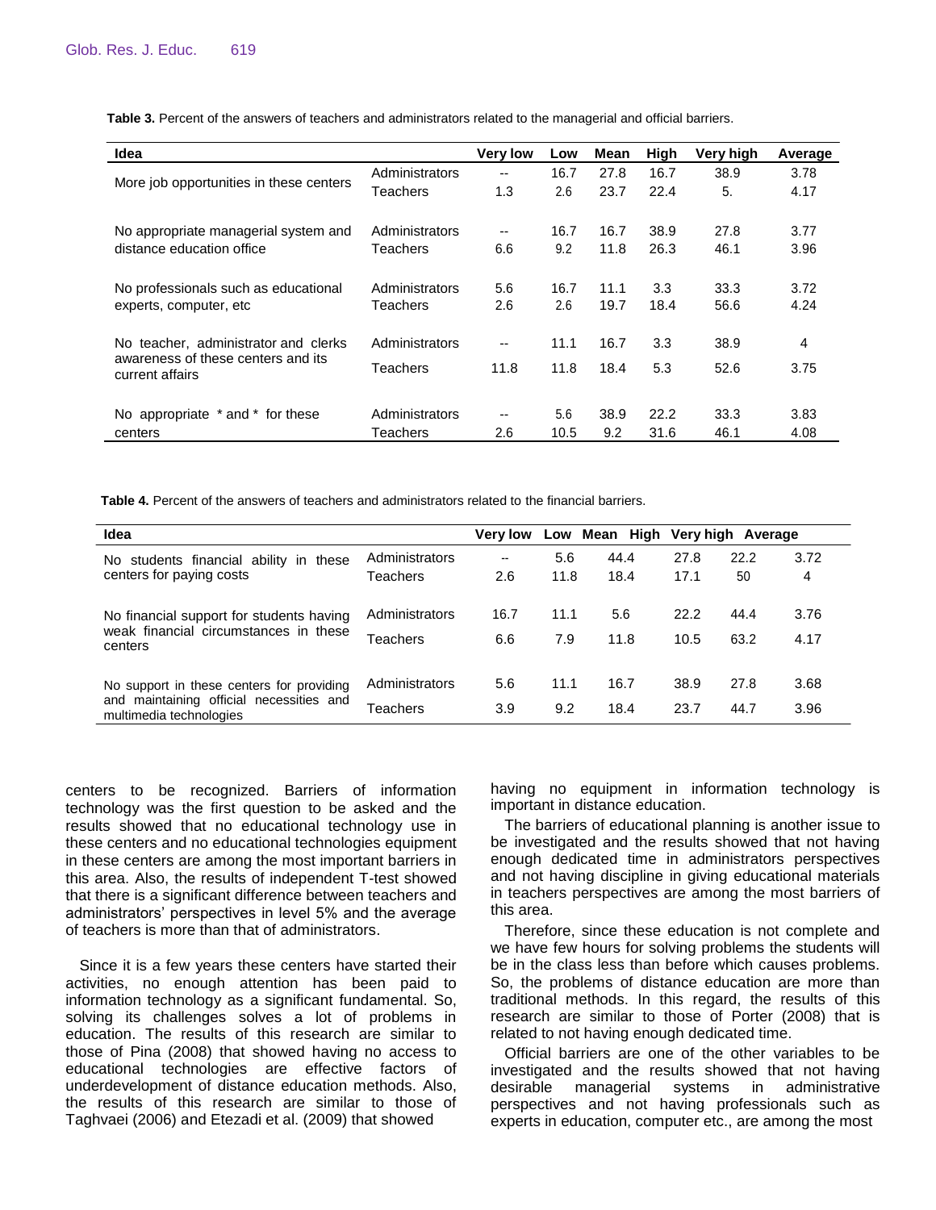**Table 3.** Percent of the answers of teachers and administrators related to the managerial and official barriers.

| Idea | | Very low | Low | Mean | High | Very high | Average |
|---|---|---|---|---|---|---|---|
| More job opportunities in these centers | Administrators | -- | 16.7 | 27.8 | 16.7 | 38.9 | 3.78 |
| | Teachers | 1.3 | 2.6 | 23.7 | 22.4 | 5. | 4.17 |
| No appropriate managerial system and distance education office | Administrators | -- | 16.7 | 16.7 | 38.9 | 27.8 | 3.77 |
| | Teachers | 6.6 | 9.2 | 11.8 | 26.3 | 46.1 | 3.96 |
| No professionals such as educational experts, computer, etc | Administrators | 5.6 | 16.7 | 11.1 | 3.3 | 33.3 | 3.72 |
| | Teachers | 2.6 | 2.6 | 19.7 | 18.4 | 56.6 | 4.24 |
| No teacher, administrator and clerks awareness of these centers and its current affairs | Administrators | -- | 11.1 | 16.7 | 3.3 | 38.9 | 4 |
| | Teachers | 11.8 | 11.8 | 18.4 | 5.3 | 52.6 | 3.75 |
| No appropriate * and * for these centers | Administrators | -- | 5.6 | 38.9 | 22.2 | 33.3 | 3.83 |
| | Teachers | 2.6 | 10.5 | 9.2 | 31.6 | 46.1 | 4.08 |

**Table 4.** Percent of the answers of teachers and administrators related to the financial barriers.

| Idea | | Very low | Low | Mean | High | Very high | Average |
|---|---|---|---|---|---|---|---|
| No students financial ability in these centers for paying costs | Administrators | -- | 5.6 | 44.4 | 27.8 | 22.2 | 3.72 |
| | Teachers | 2.6 | 11.8 | 18.4 | 17.1 | 50 | 4 |
| No financial support for students having weak financial circumstances in these centers | Administrators | 16.7 | 11.1 | 5.6 | 22.2 | 44.4 | 3.76 |
| | Teachers | 6.6 | 7.9 | 11.8 | 10.5 | 63.2 | 4.17 |
| No support in these centers for providing and maintaining official necessities and multimedia technologies | Administrators | 5.6 | 11.1 | 16.7 | 38.9 | 27.8 | 3.68 |
| | Teachers | 3.9 | 9.2 | 18.4 | 23.7 | 44.7 | 3.96 |

centers to be recognized. Barriers of information technology was the first question to be asked and the results showed that no educational technology use in these centers and no educational technologies equipment in these centers are among the most important barriers in this area. Also, the results of independent T-test showed that there is a significant difference between teachers and administrators' perspectives in level 5% and the average of teachers is more than that of administrators.

Since it is a few years these centers have started their activities, no enough attention has been paid to information technology as a significant fundamental. So, solving its challenges solves a lot of problems in education. The results of this research are similar to those of Pina (2008) that showed having no access to educational technologies are effective factors of underdevelopment of distance education methods. Also, the results of this research are similar to those of Taghvaei (2006) and Etezadi et al. (2009) that showed having no equipment in information technology is important in distance education.

The barriers of educational planning is another issue to be investigated and the results showed that not having enough dedicated time in administrators perspectives and not having discipline in giving educational materials in teachers perspectives are among the most barriers of this area.

Therefore, since these education is not complete and we have few hours for solving problems the students will be in the class less than before which causes problems. So, the problems of distance education are more than traditional methods. In this regard, the results of this research are similar to those of Porter (2008) that is related to not having enough dedicated time.

Official barriers are one of the other variables to be investigated and the results showed that not having desirable managerial systems in administrative perspectives and not having professionals such as experts in education, computer etc., are among the most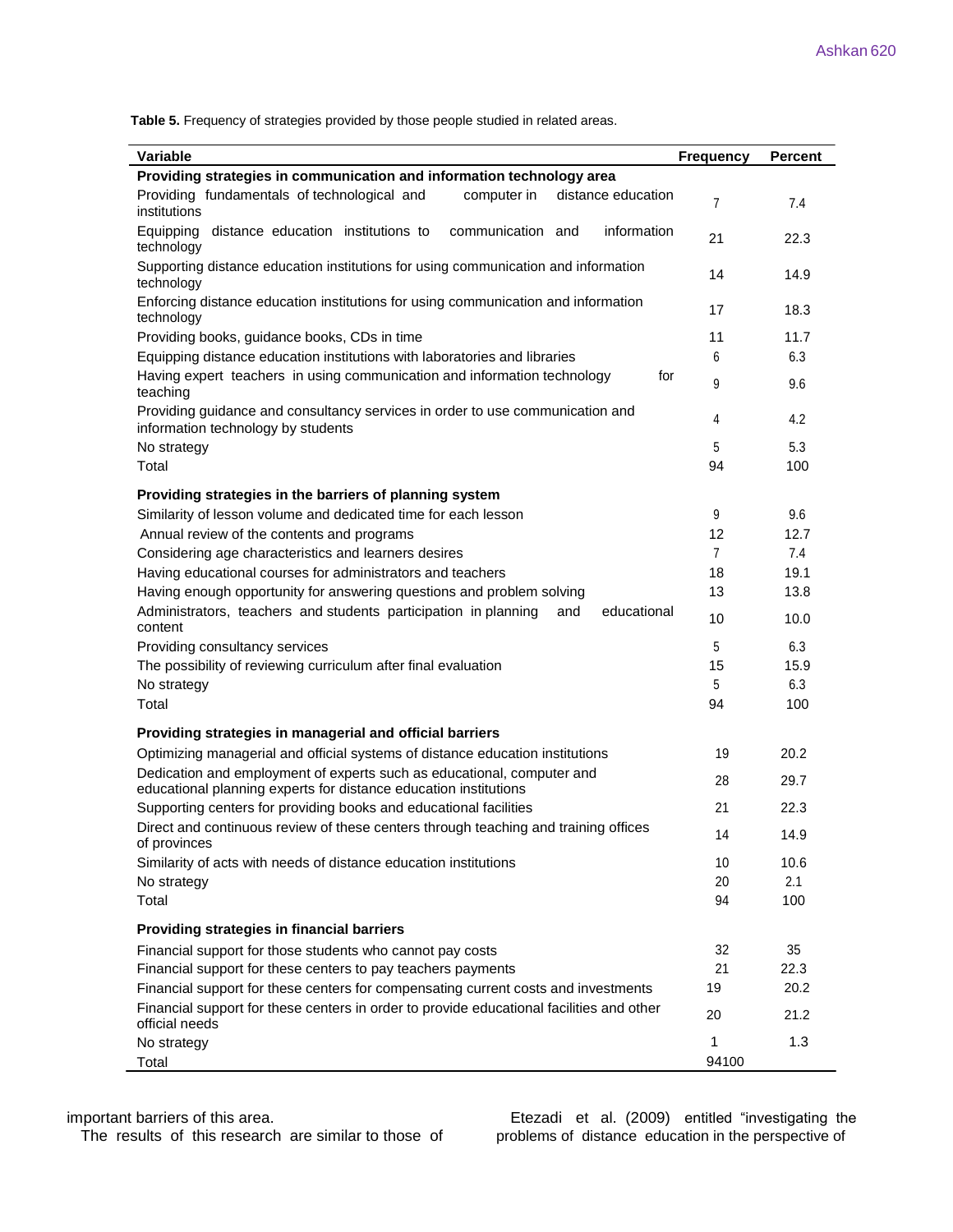**Table 5.** Frequency of strategies provided by those people studied in related areas.

| Variable | Frequency | Percent |
|---|---|---|
| **Providing strategies in communication and information technology area** | | |
| Providing fundamentals of technological and computer in distance education institutions | 7 | 7.4 |
| Equipping distance education institutions to communication and information technology | 21 | 22.3 |
| Supporting distance education institutions for using communication and information technology | 14 | 14.9 |
| Enforcing distance education institutions for using communication and information technology | 17 | 18.3 |
| Providing books, guidance books, CDs in time | 11 | 11.7 |
| Equipping distance education institutions with laboratories and libraries | 6 | 6.3 |
| Having expert teachers in using communication and information technology for teaching | 9 | 9.6 |
| Providing guidance and consultancy services in order to use communication and information technology by students | 4 | 4.2 |
| No strategy | 5 | 5.3 |
| Total | 94 | 100 |
| **Providing strategies in the barriers of planning system** | | |
| Similarity of lesson volume and dedicated time for each lesson | 9 | 9.6 |
| Annual review of the contents and programs | 12 | 12.7 |
| Considering age characteristics and learners desires | 7 | 7.4 |
| Having educational courses for administrators and teachers | 18 | 19.1 |
| Having enough opportunity for answering questions and problem solving | 13 | 13.8 |
| Administrators, teachers and students participation in planning and educational content | 10 | 10.0 |
| Providing consultancy services | 5 | 6.3 |
| The possibility of reviewing curriculum after final evaluation | 15 | 15.9 |
| No strategy | 5 | 6.3 |
| Total | 94 | 100 |
| **Providing strategies in managerial and official barriers** | | |
| Optimizing managerial and official systems of distance education institutions | 19 | 20.2 |
| Dedication and employment of experts such as educational, computer and educational planning experts for distance education institutions | 28 | 29.7 |
| Supporting centers for providing books and educational facilities | 21 | 22.3 |
| Direct and continuous review of these centers through teaching and training offices of provinces | 14 | 14.9 |
| Similarity of acts with needs of distance education institutions | 10 | 10.6 |
| No strategy | 20 | 2.1 |
| Total | 94 | 100 |
| **Providing strategies in financial barriers** | | |
| Financial support for those students who cannot pay costs | 32 | 35 |
| Financial support for these centers to pay teachers payments | 21 | 22.3 |
| Financial support for these centers for compensating current costs and investments | 19 | 20.2 |
| Financial support for these centers in order to provide educational facilities and other official needs | 20 | 21.2 |
| No strategy | 1 | 1.3 |
| Total | 94100 | |

important barriers of this area.

The results of this research are similar to those of Etezadi et al. (2009) entitled "investigating the problems of distance education in the perspective of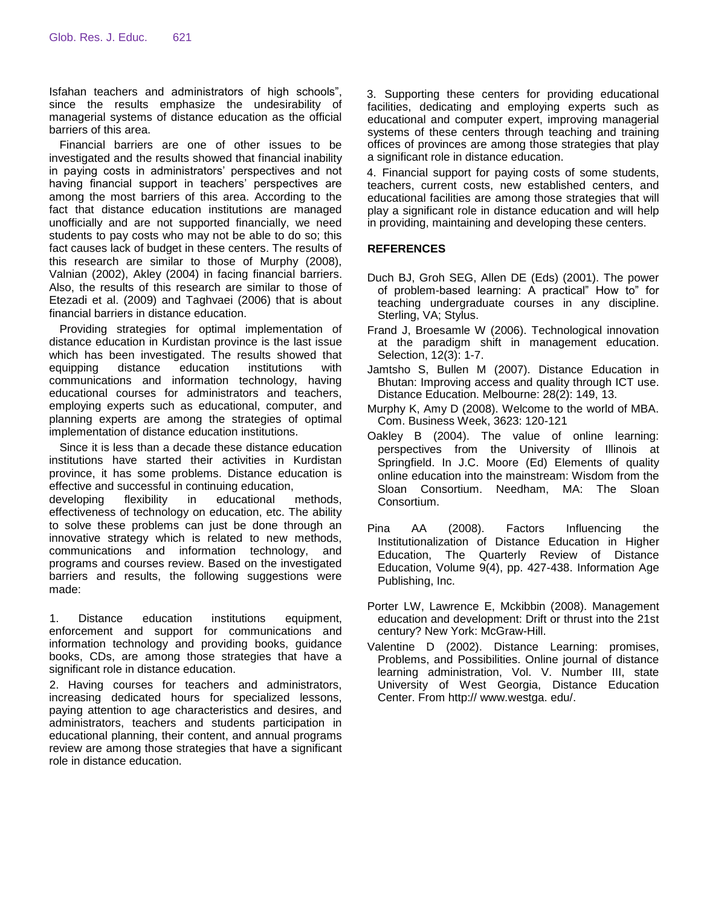Isfahan teachers and administrators of high schools", since the results emphasize the undesirability of managerial systems of distance education as the official barriers of this area.

Financial barriers are one of other issues to be investigated and the results showed that financial inability in paying costs in administrators' perspectives and not having financial support in teachers' perspectives are among the most barriers of this area. According to the fact that distance education institutions are managed unofficially and are not supported financially, we need students to pay costs who may not be able to do so; this fact causes lack of budget in these centers. The results of this research are similar to those of Murphy (2008), Valnian (2002), Akley (2004) in facing financial barriers. Also, the results of this research are similar to those of Etezadi et al. (2009) and Taghvaei (2006) that is about financial barriers in distance education.

Providing strategies for optimal implementation of distance education in Kurdistan province is the last issue which has been investigated. The results showed that equipping distance education institutions with communications and information technology, having educational courses for administrators and teachers, employing experts such as educational, computer, and planning experts are among the strategies of optimal implementation of distance education institutions.

Since it is less than a decade these distance education institutions have started their activities in Kurdistan province, it has some problems. Distance education is effective and successful in continuing education, developing flexibility in educational methods, effectiveness of technology on education, etc. The ability to solve these problems can just be done through an innovative strategy which is related to new methods, communications and information technology, and programs and courses review. Based on the investigated barriers and results, the following suggestions were made:

1. Distance education institutions equipment, enforcement and support for communications and information technology and providing books, guidance books, CDs, are among those strategies that have a significant role in distance education.

2. Having courses for teachers and administrators, increasing dedicated hours for specialized lessons, paying attention to age characteristics and desires, and administrators, teachers and students participation in educational planning, their content, and annual programs review are among those strategies that have a significant role in distance education.

3. Supporting these centers for providing educational facilities, dedicating and employing experts such as educational and computer expert, improving managerial systems of these centers through teaching and training offices of provinces are among those strategies that play a significant role in distance education.

4. Financial support for paying costs of some students, teachers, current costs, new established centers, and educational facilities are among those strategies that will play a significant role in distance education and will help in providing, maintaining and developing these centers.

## REFERENCES

Duch BJ, Groh SEG, Allen DE (Eds) (2001). The power of problem-based learning: A practical" How to" for teaching undergraduate courses in any discipline. Sterling, VA; Stylus.

Frand J, Broesamle W (2006). Technological innovation at the paradigm shift in management education. Selection, 12(3): 1-7.

Jamtsho S, Bullen M (2007). Distance Education in Bhutan: Improving access and quality through ICT use. Distance Education. Melbourne: 28(2): 149, 13.

Murphy K, Amy D (2008). Welcome to the world of MBA. Com. Business Week, 3623: 120-121

Oakley B (2004). The value of online learning: perspectives from the University of Illinois at Springfield. In J.C. Moore (Ed) Elements of quality online education into the mainstream: Wisdom from the Sloan Consortium. Needham, MA: The Sloan Consortium.

Pina AA (2008). Factors Influencing the Institutionalization of Distance Education in Higher Education, The Quarterly Review of Distance Education, Volume 9(4), pp. 427-438. Information Age Publishing, Inc.

Porter LW, Lawrence E, Mckibbin (2008). Management education and development: Drift or thrust into the 21st century? New York: McGraw-Hill.

Valentine D (2002). Distance Learning: promises, Problems, and Possibilities. Online journal of distance learning administration, Vol. V. Number III, state University of West Georgia, Distance Education Center. From http:// www.westga. edu/.